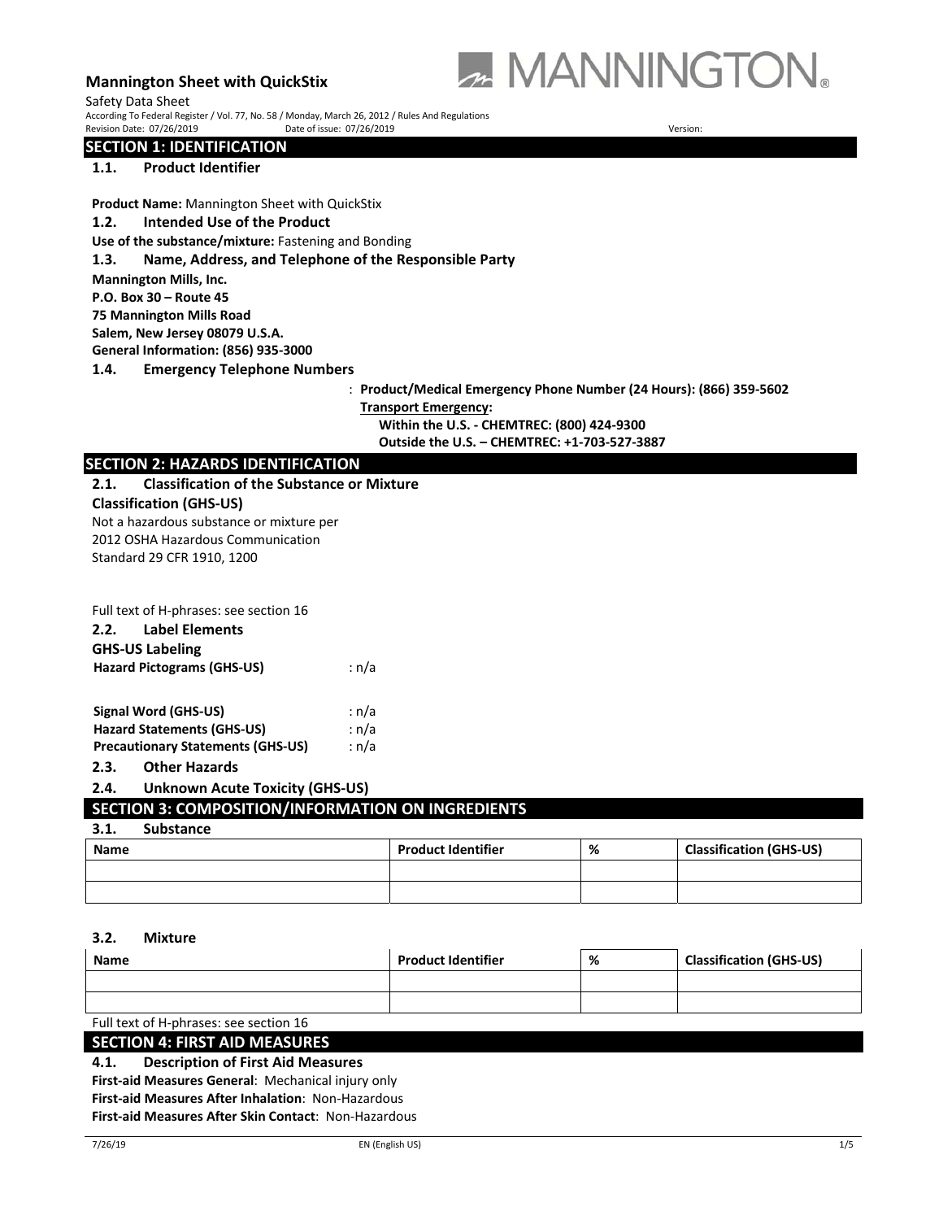# Mannington Sheet with QuickStix

Safety Data Sheet

According To Federal Register / Vol. 77, No. 58 / Monday, March 26, 2012 / Rules And Regulations

Revision Date: 07/26/2019 Date of issue: 07/26/2019 Version:

## SECTION 1: IDENTIFICATION

### 1.1. Product Identifier

**Product Name:** Mannington Sheet with QuickStix

### 1.2. Intended Use of the Product

**Use of the substance/mixture:** Fastening and Bonding

### 1.3. Name, Address, and Telephone of the Responsible Party

**Mannington Mills, Inc.**
**P.O. Box 30 – Route 45**
**75 Mannington Mills Road**
**Salem, New Jersey 08079 U.S.A.**
**General Information: (856) 935-3000**

### 1.4. Emergency Telephone Numbers

: **Product/Medical Emergency Phone Number (24 Hours): (866) 359-5602**
**Transport Emergency:**
**Within the U.S. - CHEMTREC: (800) 424-9300**
**Outside the U.S. – CHEMTREC: +1-703-527-3887**

## SECTION 2: HAZARDS IDENTIFICATION

### 2.1. Classification of the Substance or Mixture

**Classification (GHS-US)**

Not a hazardous substance or mixture per 2012 OSHA Hazardous Communication Standard 29 CFR 1910, 1200

Full text of H-phrases: see section 16

### 2.2. Label Elements

**GHS-US Labeling**

**Hazard Pictograms (GHS-US)** : n/a

**Signal Word (GHS-US)** : n/a
**Hazard Statements (GHS-US)** : n/a
**Precautionary Statements (GHS-US)** : n/a

### 2.3. Other Hazards

### 2.4. Unknown Acute Toxicity (GHS-US)

## SECTION 3: COMPOSITION/INFORMATION ON INGREDIENTS

### 3.1. Substance

| Name | Product Identifier | % | Classification (GHS-US) |
|---|---|---|---|
| | | | |
| | | | |

### 3.2. Mixture

| Name | Product Identifier | % | Classification (GHS-US) |
|---|---|---|---|
| | | | |
| | | | |

Full text of H-phrases: see section 16

## SECTION 4: FIRST AID MEASURES

### 4.1. Description of First Aid Measures

**First-aid Measures General**: Mechanical injury only
**First-aid Measures After Inhalation**: Non-Hazardous
**First-aid Measures After Skin Contact**: Non-Hazardous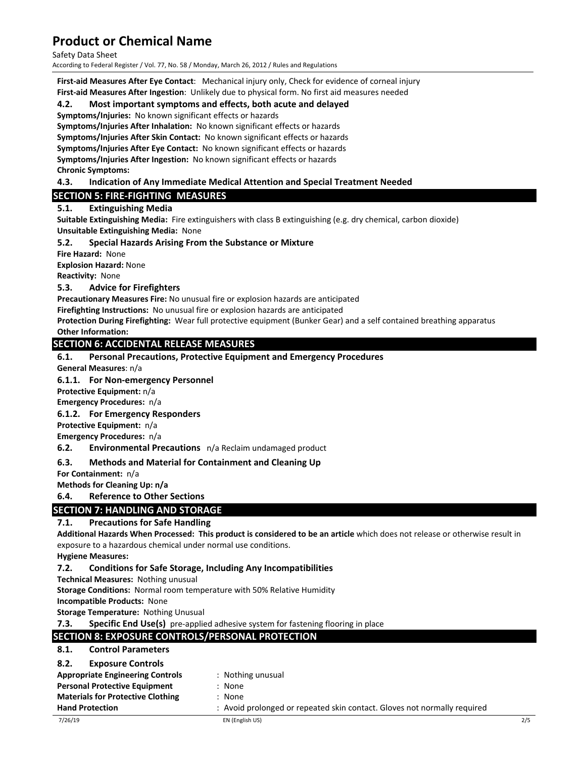**First-aid Measures After Eye Contact**: Mechanical injury only, Check for evidence of corneal injury

**First-aid Measures After Ingestion**: Unlikely due to physical form. No first aid measures needed

### 4.2. Most important symptoms and effects, both acute and delayed

**Symptoms/Injuries:** No known significant effects or hazards

**Symptoms/Injuries After Inhalation:** No known significant effects or hazards

**Symptoms/Injuries After Skin Contact:** No known significant effects or hazards

**Symptoms/Injuries After Eye Contact:** No known significant effects or hazards

**Symptoms/Injuries After Ingestion:** No known significant effects or hazards

**Chronic Symptoms:**

### 4.3. Indication of Any Immediate Medical Attention and Special Treatment Needed

## SECTION 5: FIRE-FIGHTING MEASURES

### 5.1. Extinguishing Media

**Suitable Extinguishing Media:** Fire extinguishers with class B extinguishing (e.g. dry chemical, carbon dioxide)

**Unsuitable Extinguishing Media:** None

### 5.2. Special Hazards Arising From the Substance or Mixture

**Fire Hazard:** None

**Explosion Hazard:** None

**Reactivity:** None

### 5.3. Advice for Firefighters

**Precautionary Measures Fire:** No unusual fire or explosion hazards are anticipated

**Firefighting Instructions:** No unusual fire or explosion hazards are anticipated

**Protection During Firefighting:** Wear full protective equipment (Bunker Gear) and a self contained breathing apparatus

**Other Information:**

## SECTION 6: ACCIDENTAL RELEASE MEASURES

### 6.1. Personal Precautions, Protective Equipment and Emergency Procedures

**General Measures**: n/a

#### 6.1.1. For Non-emergency Personnel

**Protective Equipment:** n/a

**Emergency Procedures:** n/a

#### 6.1.2. For Emergency Responders

**Protective Equipment:** n/a

**Emergency Procedures:** n/a

### 6.2. Environmental Precautions n/a Reclaim undamaged product

### 6.3. Methods and Material for Containment and Cleaning Up

**For Containment:** n/a

**Methods for Cleaning Up: n/a**

### 6.4. Reference to Other Sections

## SECTION 7: HANDLING AND STORAGE

### 7.1. Precautions for Safe Handling

**Additional Hazards When Processed: This product is considered to be an article** which does not release or otherwise result in exposure to a hazardous chemical under normal use conditions.

**Hygiene Measures:**

### 7.2. Conditions for Safe Storage, Including Any Incompatibilities

**Technical Measures:** Nothing unusual

**Storage Conditions:** Normal room temperature with 50% Relative Humidity

**Incompatible Products:** None

**Storage Temperature:** Nothing Unusual

### 7.3. Specific End Use(s) pre-applied adhesive system for fastening flooring in place

## SECTION 8: EXPOSURE CONTROLS/PERSONAL PROTECTION

### 8.1. Control Parameters

### 8.2. Exposure Controls

**Appropriate Engineering Controls** : Nothing unusual

**Personal Protective Equipment** : None

**Materials for Protective Clothing** : None

**Hand Protection** : Avoid prolonged or repeated skin contact. Gloves not normally required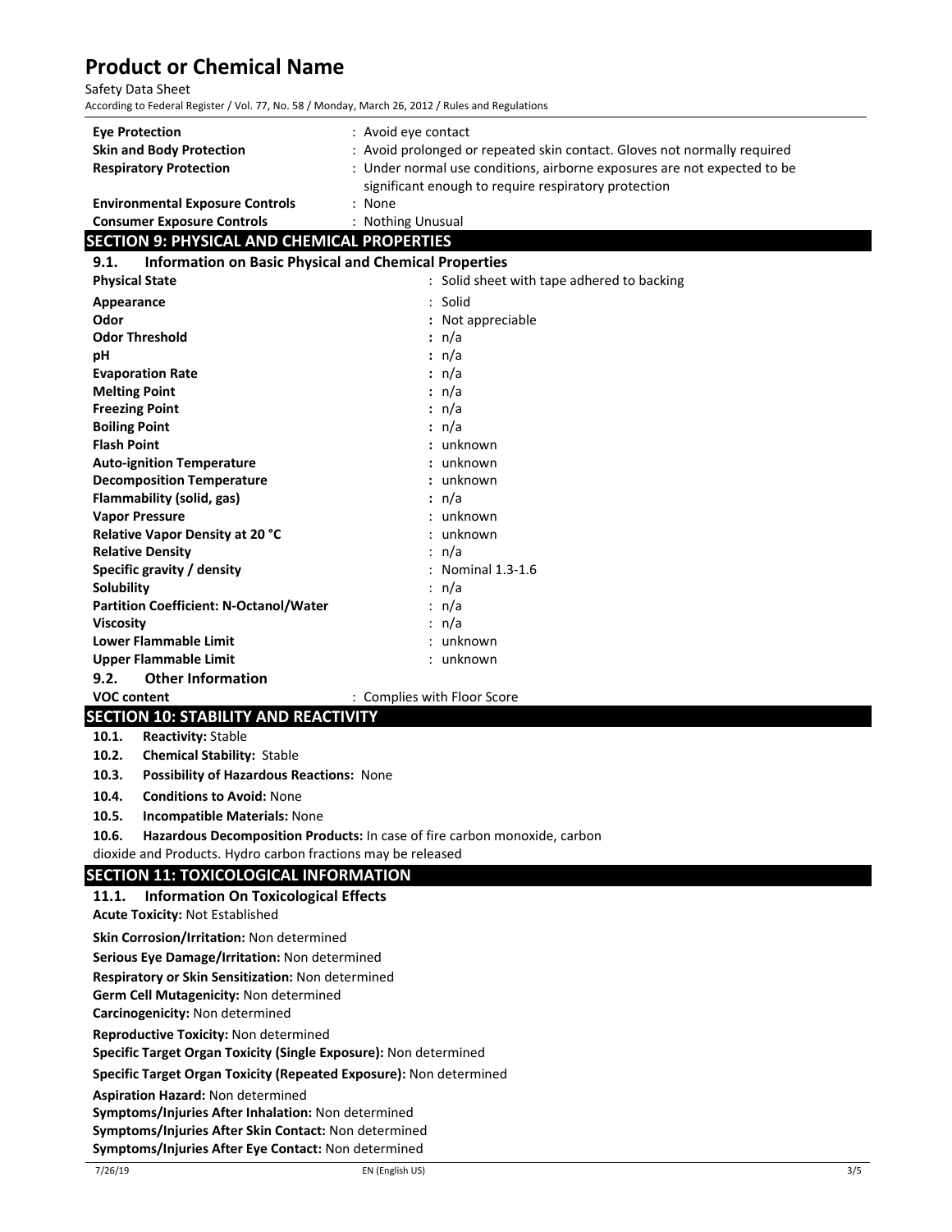| | |
|---|---|
| **Eye Protection** | : Avoid eye contact |
| **Skin and Body Protection** | : Avoid prolonged or repeated skin contact. Gloves not normally required |
| **Respiratory Protection** | : Under normal use conditions, airborne exposures are not expected to be significant enough to require respiratory protection |
| **Environmental Exposure Controls** | : None |
| **Consumer Exposure Controls** | : Nothing Unusual |

## SECTION 9: PHYSICAL AND CHEMICAL PROPERTIES

### 9.1. Information on Basic Physical and Chemical Properties

| | |
|---|---|
| **Physical State** | : Solid sheet with tape adhered to backing |
| **Appearance** | : Solid |
| **Odor** | : Not appreciable |
| **Odor Threshold** | : n/a |
| **pH** | : n/a |
| **Evaporation Rate** | : n/a |
| **Melting Point** | : n/a |
| **Freezing Point** | : n/a |
| **Boiling Point** | : n/a |
| **Flash Point** | : unknown |
| **Auto-ignition Temperature** | : unknown |
| **Decomposition Temperature** | : unknown |
| **Flammability (solid, gas)** | : n/a |
| **Vapor Pressure** | : unknown |
| **Relative Vapor Density at 20 °C** | : unknown |
| **Relative Density** | : n/a |
| **Specific gravity / density** | : Nominal 1.3-1.6 |
| **Solubility** | : n/a |
| **Partition Coefficient: N-Octanol/Water** | : n/a |
| **Viscosity** | : n/a |
| **Lower Flammable Limit** | : unknown |
| **Upper Flammable Limit** | : unknown |

### 9.2. Other Information

**VOC content** : Complies with Floor Score

## SECTION 10: STABILITY AND REACTIVITY

**10.1. Reactivity:** Stable

**10.2. Chemical Stability:** Stable

**10.3. Possibility of Hazardous Reactions:** None

**10.4. Conditions to Avoid:** None

**10.5. Incompatible Materials:** None

**10.6. Hazardous Decomposition Products:** In case of fire carbon monoxide, carbon dioxide and Products. Hydro carbon fractions may be released

## SECTION 11: TOXICOLOGICAL INFORMATION

### 11.1. Information On Toxicological Effects

**Acute Toxicity:** Not Established

**Skin Corrosion/Irritation:** Non determined

**Serious Eye Damage/Irritation:** Non determined

**Respiratory or Skin Sensitization:** Non determined

**Germ Cell Mutagenicity:** Non determined

**Carcinogenicity:** Non determined

**Reproductive Toxicity:** Non determined

**Specific Target Organ Toxicity (Single Exposure):** Non determined

**Specific Target Organ Toxicity (Repeated Exposure):** Non determined

**Aspiration Hazard:** Non determined

**Symptoms/Injuries After Inhalation:** Non determined

**Symptoms/Injuries After Skin Contact:** Non determined

**Symptoms/Injuries After Eye Contact:** Non determined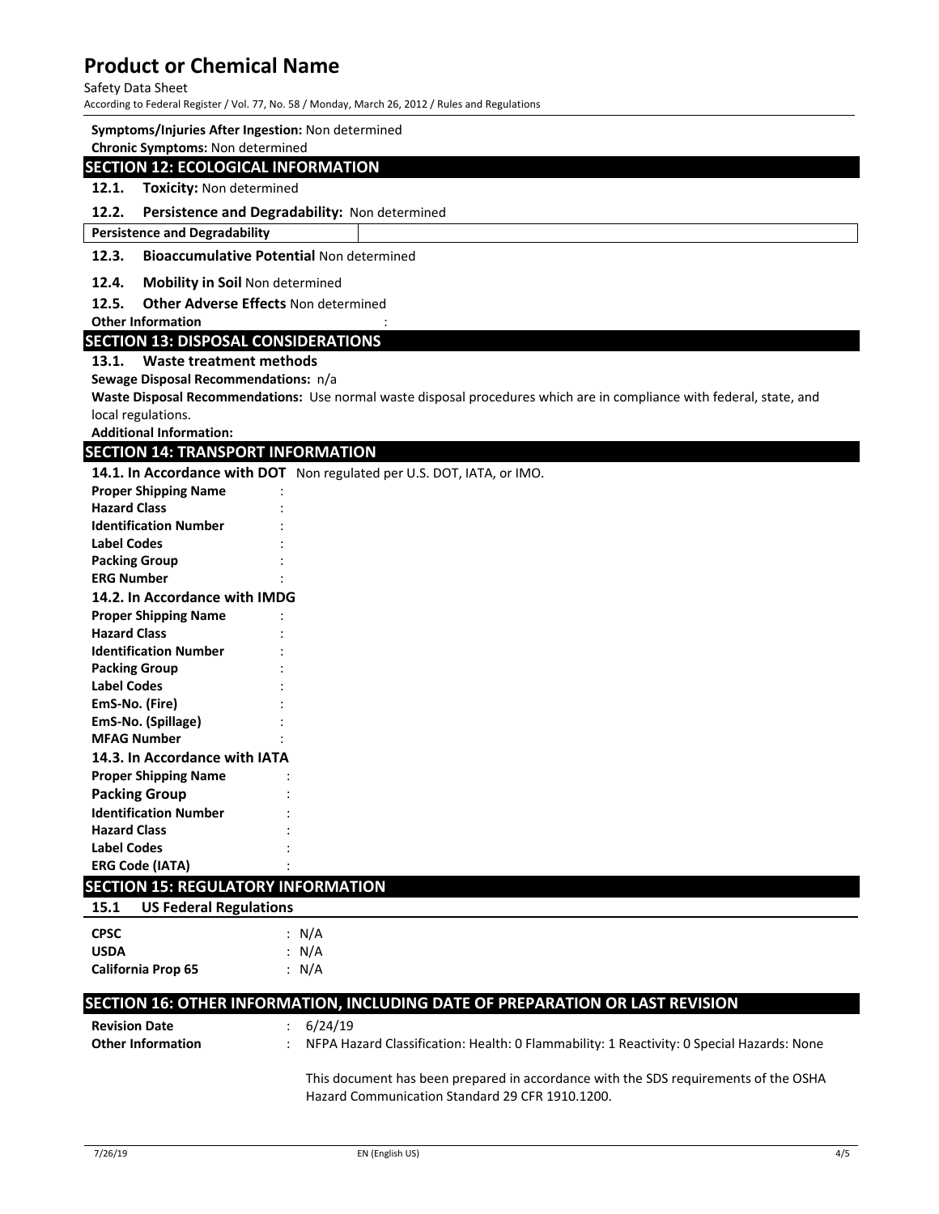**Symptoms/Injuries After Ingestion:** Non determined

**Chronic Symptoms:** Non determined

## SECTION 12: ECOLOGICAL INFORMATION

**12.1. Toxicity:** Non determined

**12.2. Persistence and Degradability:** Non determined

| Persistence and Degradability | |
|---|---|

**12.3. Bioaccumulative Potential** Non determined

**12.4. Mobility in Soil** Non determined

**12.5. Other Adverse Effects** Non determined

**Other Information** :

## SECTION 13: DISPOSAL CONSIDERATIONS

**13.1. Waste treatment methods**

**Sewage Disposal Recommendations:** n/a

**Waste Disposal Recommendations:** Use normal waste disposal procedures which are in compliance with federal, state, and local regulations.

**Additional Information:**

## SECTION 14: TRANSPORT INFORMATION

**14.1. In Accordance with DOT** Non regulated per U.S. DOT, IATA, or IMO.

**Proper Shipping Name** :
**Hazard Class** :
**Identification Number** :
**Label Codes** :
**Packing Group** :
**ERG Number** :

**14.2. In Accordance with IMDG**

**Proper Shipping Name** :
**Hazard Class** :
**Identification Number** :
**Packing Group** :
**Label Codes** :
**EmS-No. (Fire)** :
**EmS-No. (Spillage)** :
**MFAG Number** :

**14.3. In Accordance with IATA**

**Proper Shipping Name** :
**Packing Group** :
**Identification Number** :
**Hazard Class** :
**Label Codes** :
**ERG Code (IATA)** :

## SECTION 15: REGULATORY INFORMATION

**15.1 US Federal Regulations**

**CPSC** : N/A
**USDA** : N/A
**California Prop 65** : N/A

## SECTION 16: OTHER INFORMATION, INCLUDING DATE OF PREPARATION OR LAST REVISION

**Revision Date** : 6/24/19

**Other Information** : NFPA Hazard Classification: Health: 0 Flammability: 1 Reactivity: 0 Special Hazards: None

This document has been prepared in accordance with the SDS requirements of the OSHA Hazard Communication Standard 29 CFR 1910.1200.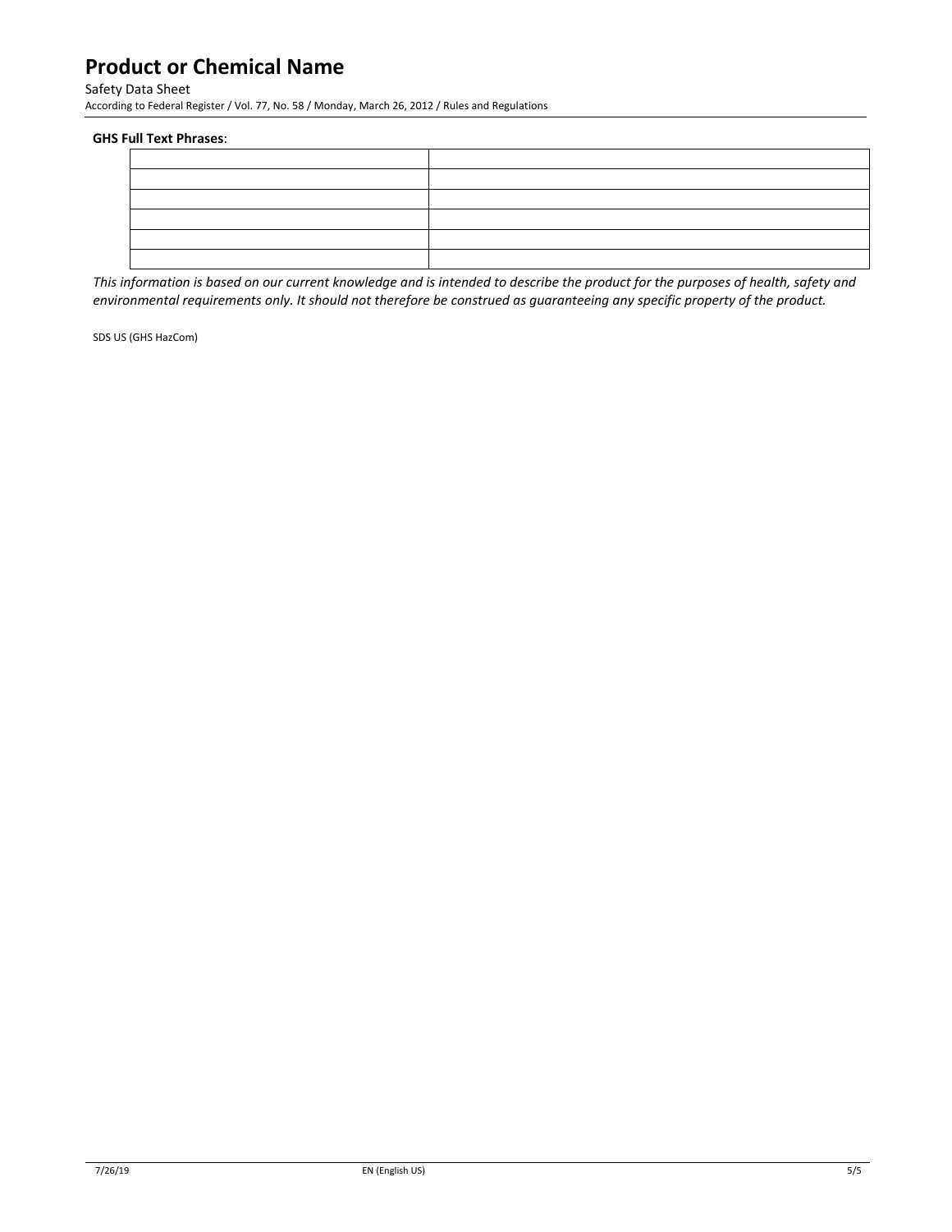**GHS Full Text Phrases**:

| | |
|---|---|
| | |
| | |
| | |
| | |
| | |
| | |

*This information is based on our current knowledge and is intended to describe the product for the purposes of health, safety and environmental requirements only. It should not therefore be construed as guaranteeing any specific property of the product.*

SDS US (GHS HazCom)